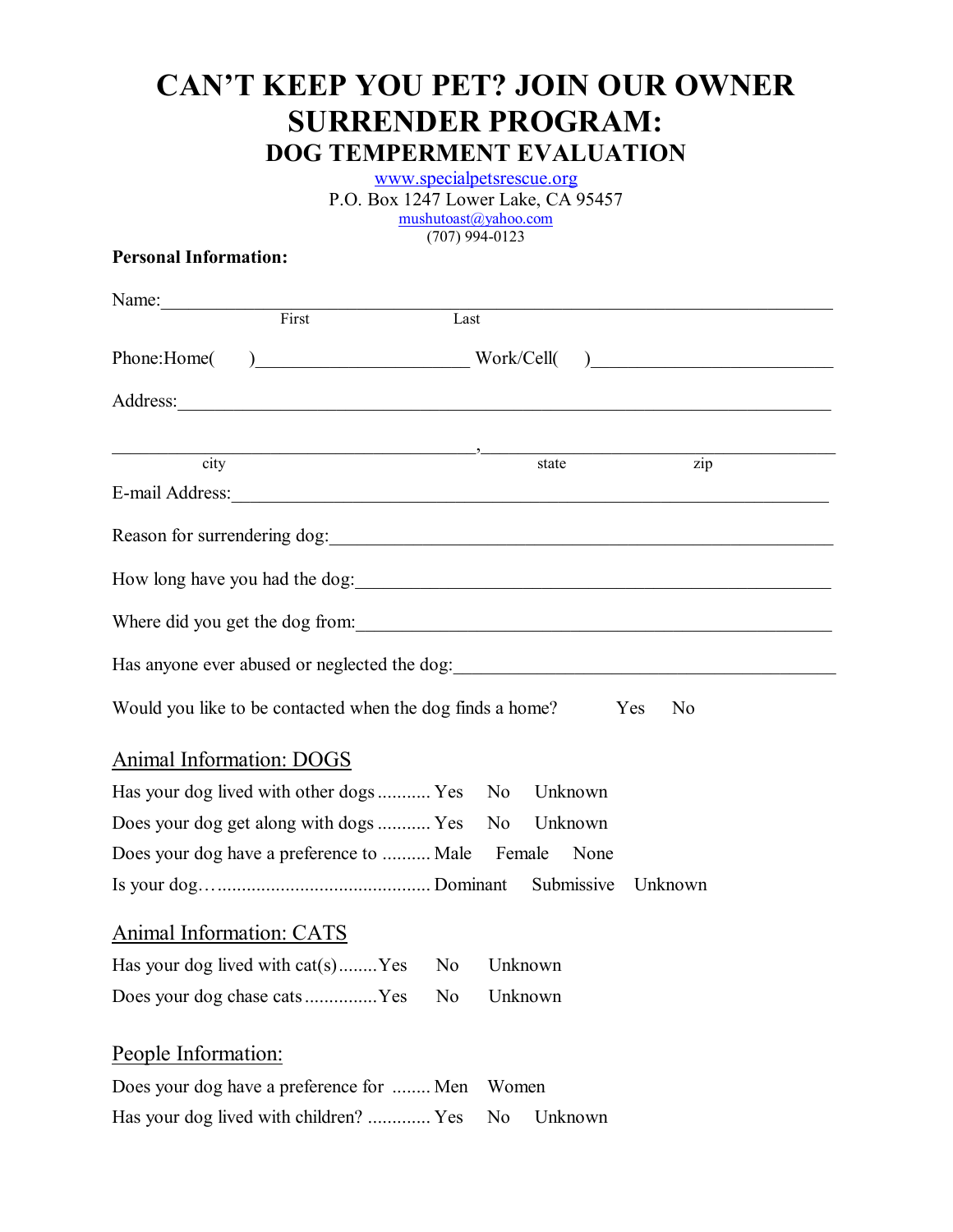# CAN'T KEEP YOU PET? JOIN OUR OWNER SURRENDER PROGRAM:

## DOG TEMPERMENT EVALUATION

www.specialpetsrescue.org
P.O. Box 1247 Lower Lake, CA 95457
mushutoast@yahoo.com
(707) 994-0123

**Personal Information:**

Name:______________________________________________
First                                   Last

Phone:Home(     )______________________ Work/Cell(     )______________________

Address:______________________________________________

______________________________, ______________________________
city                                                    state                    zip

E-mail Address:______________________________________________

Reason for surrendering dog:______________________________________________

How long have you had the dog:______________________________________________

Where did you get the dog from:______________________________________________

Has anyone ever abused or neglected the dog:______________________________________________

Would you like to be contacted when the dog finds a home?     Yes     No

Animal Information: DOGS

Has your dog lived with other dogs ........... Yes     No     Unknown

Does your dog get along with dogs ........... Yes     No     Unknown

Does your dog have a preference to .......... Male     Female     None

Is your dog…............................................ Dominant     Submissive     Unknown

Animal Information: CATS

Has your dog lived with cat(s)........Yes     No     Unknown

Does your dog chase cats...............Yes     No     Unknown

People Information:

Does your dog have a preference for ........ Men     Women

Has your dog lived with children? ............. Yes     No     Unknown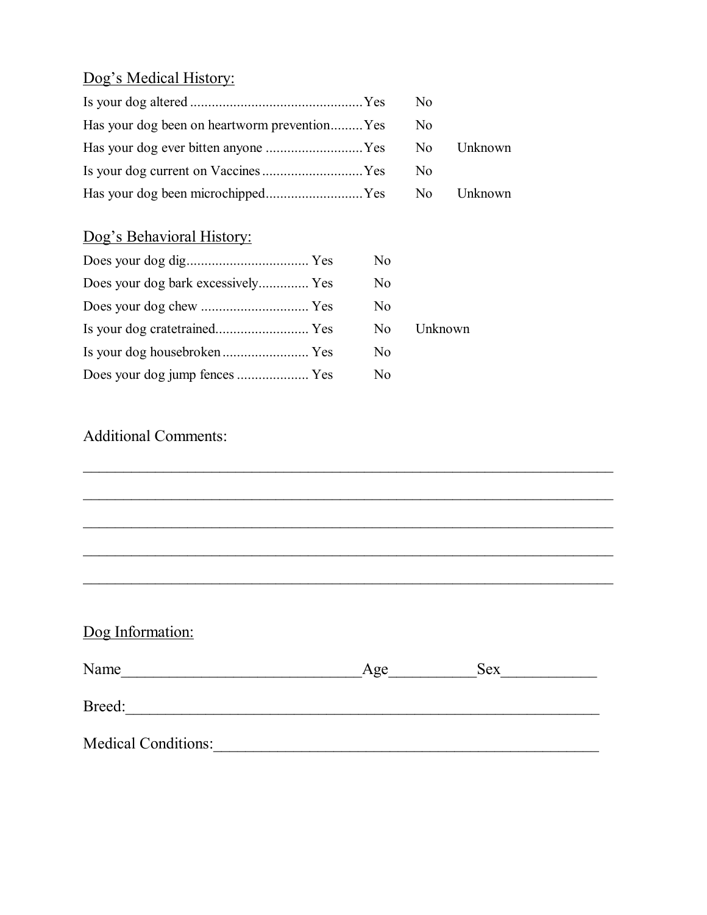## Dog's Medical History:

| | | | |
|---|---|---|---|
| Is your dog altered ................................................ | Yes | No | |
| Has your dog been on heartworm prevention......... | Yes | No | |
| Has your dog ever bitten anyone ........................... | Yes | No | Unknown |
| Is your dog current on Vaccines ............................ | Yes | No | |
| Has your dog been microchipped........................... | Yes | No | Unknown |

## Dog's Behavioral History:

| | | | |
|---|---|---|---|
| Does your dog dig................................. | Yes | No | |
| Does your dog bark excessively............. | Yes | No | |
| Does your dog chew .............................. | Yes | No | |
| Is your dog cratetrained.......................... | Yes | No | Unknown |
| Is your dog housebroken ........................ | Yes | No | |
| Does your dog jump fences .................... | Yes | No | |

Additional Comments:

________________________________________________________________________

________________________________________________________________________

________________________________________________________________________

________________________________________________________________________

________________________________________________________________________

## Dog Information:

Name______________________________Age__________Sex___________

Breed:____________________________________________________________

Medical Conditions:_________________________________________________